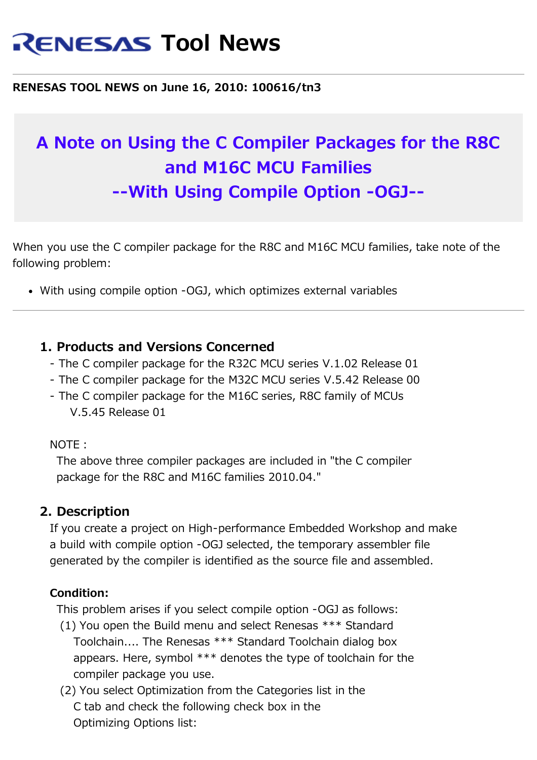# RENESAS Tool News

**RENESAS TOOL NEWS on June 16, 2010: 100616/tn3**

## A Note on Using the C Compiler Packages for the R8C and M16C MCU Families --With Using Compile Option -OGJ--

When you use the C compiler package for the R8C and M16C MCU families, take note of the following problem:

- With using compile option -OGJ, which optimizes external variables

---

### 1. Products and Versions Concerned

- The C compiler package for the R32C MCU series V.1.02 Release 01
- The C compiler package for the M32C MCU series V.5.42 Release 00
- The C compiler package for the M16C series, R8C family of MCUs V.5.45 Release 01

NOTE :
The above three compiler packages are included in "the C compiler package for the R8C and M16C families 2010.04."

### 2. Description

If you create a project on High-performance Embedded Workshop and make a build with compile option -OGJ selected, the temporary assembler file generated by the compiler is identified as the source file and assembled.

**Condition:**

This problem arises if you select compile option -OGJ as follows:

(1) You open the Build menu and select Renesas *** Standard Toolchain.... The Renesas *** Standard Toolchain dialog box appears. Here, symbol *** denotes the type of toolchain for the compiler package you use.

(2) You select Optimization from the Categories list in the C tab and check the following check box in the Optimizing Options list: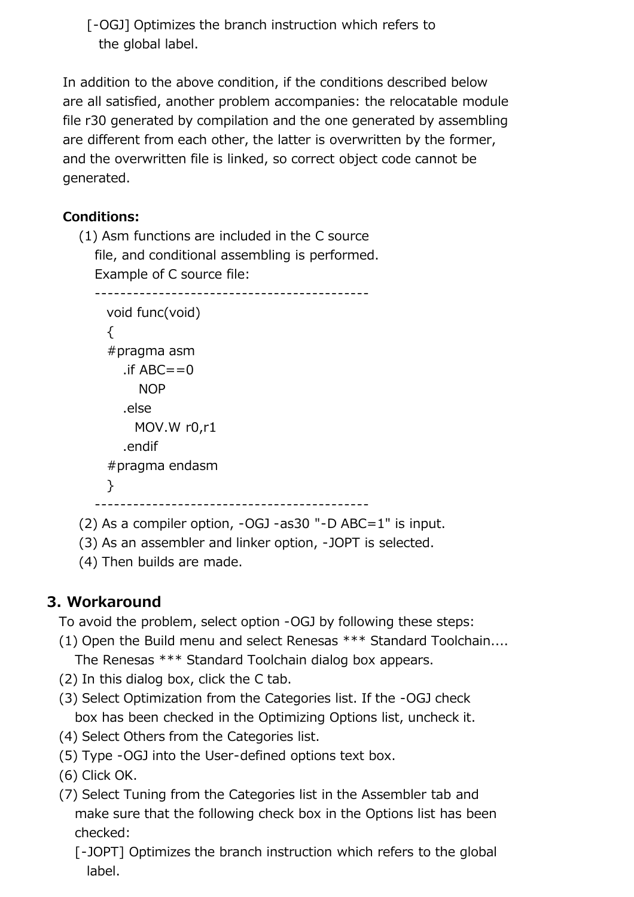[-OGJ] Optimizes the branch instruction which refers to the global label.

In addition to the above condition, if the conditions described below are all satisfied, another problem accompanies: the relocatable module file r30 generated by compilation and the one generated by assembling are different from each other, the latter is overwritten by the former, and the overwritten file is linked, so correct object code cannot be generated.

**Conditions:**

(1) Asm functions are included in the C source file, and conditional assembling is performed.
Example of C source file:

```
------------------------------------------
  void func(void)
  {
  #pragma asm
     .if ABC==0
        NOP
     .else
       MOV.W r0,r1
     .endif
  #pragma endasm
  }
------------------------------------------
```

(2) As a compiler option, -OGJ -as30 "-D ABC=1" is input.
(3) As an assembler and linker option, -JOPT is selected.
(4) Then builds are made.

## 3. Workaround

To avoid the problem, select option -OGJ by following these steps:

(1) Open the Build menu and select Renesas *** Standard Toolchain.... The Renesas *** Standard Toolchain dialog box appears.
(2) In this dialog box, click the C tab.
(3) Select Optimization from the Categories list. If the -OGJ check box has been checked in the Optimizing Options list, uncheck it.
(4) Select Others from the Categories list.
(5) Type -OGJ into the User-defined options text box.
(6) Click OK.
(7) Select Tuning from the Categories list in the Assembler tab and make sure that the following check box in the Options list has been checked:
   [-JOPT] Optimizes the branch instruction which refers to the global label.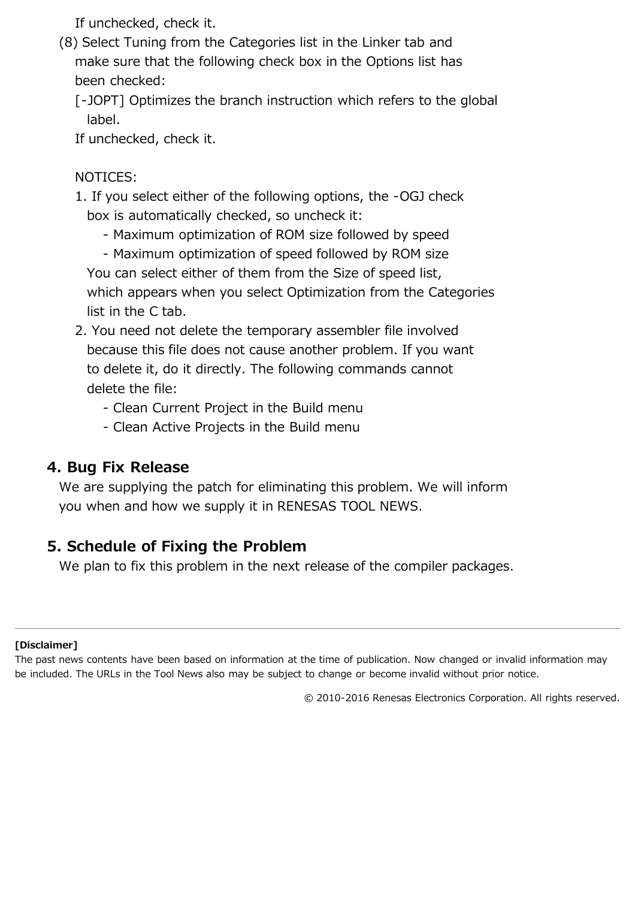If unchecked, check it.

(8) Select Tuning from the Categories list in the Linker tab and make sure that the following check box in the Options list has been checked:

[-JOPT] Optimizes the branch instruction which refers to the global label.

If unchecked, check it.

NOTICES:

1. If you select either of the following options, the -OGJ check box is automatically checked, so uncheck it:
   - Maximum optimization of ROM size followed by speed
   - Maximum optimization of speed followed by ROM size

   You can select either of them from the Size of speed list, which appears when you select Optimization from the Categories list in the C tab.
2. You need not delete the temporary assembler file involved because this file does not cause another problem. If you want to delete it, do it directly. The following commands cannot delete the file:
   - Clean Current Project in the Build menu
   - Clean Active Projects in the Build menu

## 4. Bug Fix Release

We are supplying the patch for eliminating this problem. We will inform you when and how we supply it in RENESAS TOOL NEWS.

## 5. Schedule of Fixing the Problem

We plan to fix this problem in the next release of the compiler packages.

---

**[Disclaimer]**

The past news contents have been based on information at the time of publication. Now changed or invalid information may be included. The URLs in the Tool News also may be subject to change or become invalid without prior notice.

© 2010-2016 Renesas Electronics Corporation. All rights reserved.